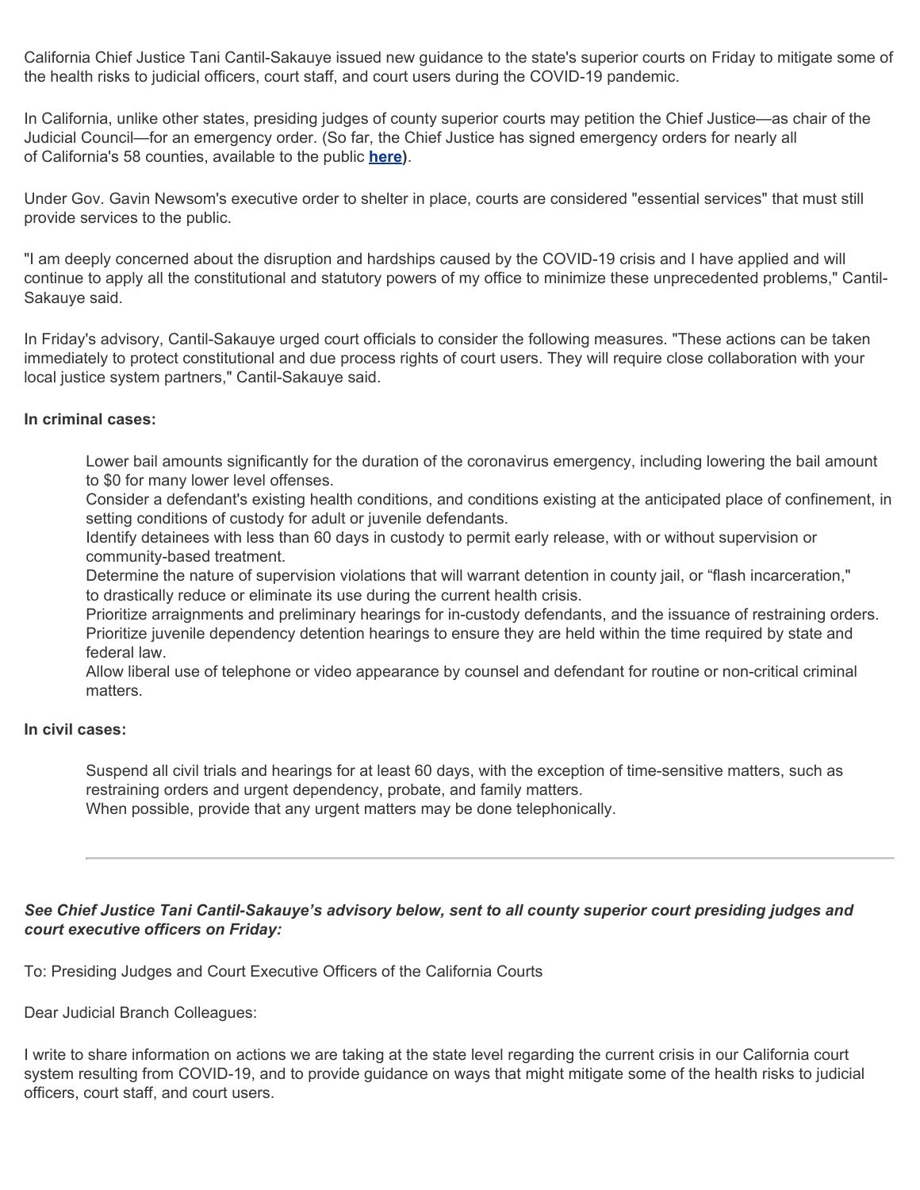California Chief Justice Tani Cantil-Sakauye issued new guidance to the state's superior courts on Friday to mitigate some of the health risks to judicial officers, court staff, and court users during the COVID-19 pandemic.

In California, unlike other states, presiding judges of county superior courts may petition the Chief Justice—as chair of the Judicial Council—for an emergency order. (So far, the Chief Justice has signed emergency orders for nearly all of California's 58 counties, available to the public **here**).

Under Gov. Gavin Newsom's executive order to shelter in place, courts are considered "essential services" that must still provide services to the public.

"I am deeply concerned about the disruption and hardships caused by the COVID-19 crisis and I have applied and will continue to apply all the constitutional and statutory powers of my office to minimize these unprecedented problems," Cantil-Sakauye said.

In Friday's advisory, Cantil-Sakauye urged court officials to consider the following measures. "These actions can be taken immediately to protect constitutional and due process rights of court users. They will require close collaboration with your local justice system partners," Cantil-Sakauye said.

**In criminal cases:**

- Lower bail amounts significantly for the duration of the coronavirus emergency, including lowering the bail amount to $0 for many lower level offenses.
- Consider a defendant's existing health conditions, and conditions existing at the anticipated place of confinement, in setting conditions of custody for adult or juvenile defendants.
- Identify detainees with less than 60 days in custody to permit early release, with or without supervision or community-based treatment.
- Determine the nature of supervision violations that will warrant detention in county jail, or "flash incarceration," to drastically reduce or eliminate its use during the current health crisis.
- Prioritize arraignments and preliminary hearings for in-custody defendants, and the issuance of restraining orders.
- Prioritize juvenile dependency detention hearings to ensure they are held within the time required by state and federal law.
- Allow liberal use of telephone or video appearance by counsel and defendant for routine or non-critical criminal matters.

**In civil cases:**

- Suspend all civil trials and hearings for at least 60 days, with the exception of time-sensitive matters, such as restraining orders and urgent dependency, probate, and family matters.
- When possible, provide that any urgent matters may be done telephonically.

---

***See Chief Justice Tani Cantil-Sakauye's advisory below, sent to all county superior court presiding judges and court executive officers on Friday:***

To: Presiding Judges and Court Executive Officers of the California Courts

Dear Judicial Branch Colleagues:

I write to share information on actions we are taking at the state level regarding the current crisis in our California court system resulting from COVID-19, and to provide guidance on ways that might mitigate some of the health risks to judicial officers, court staff, and court users.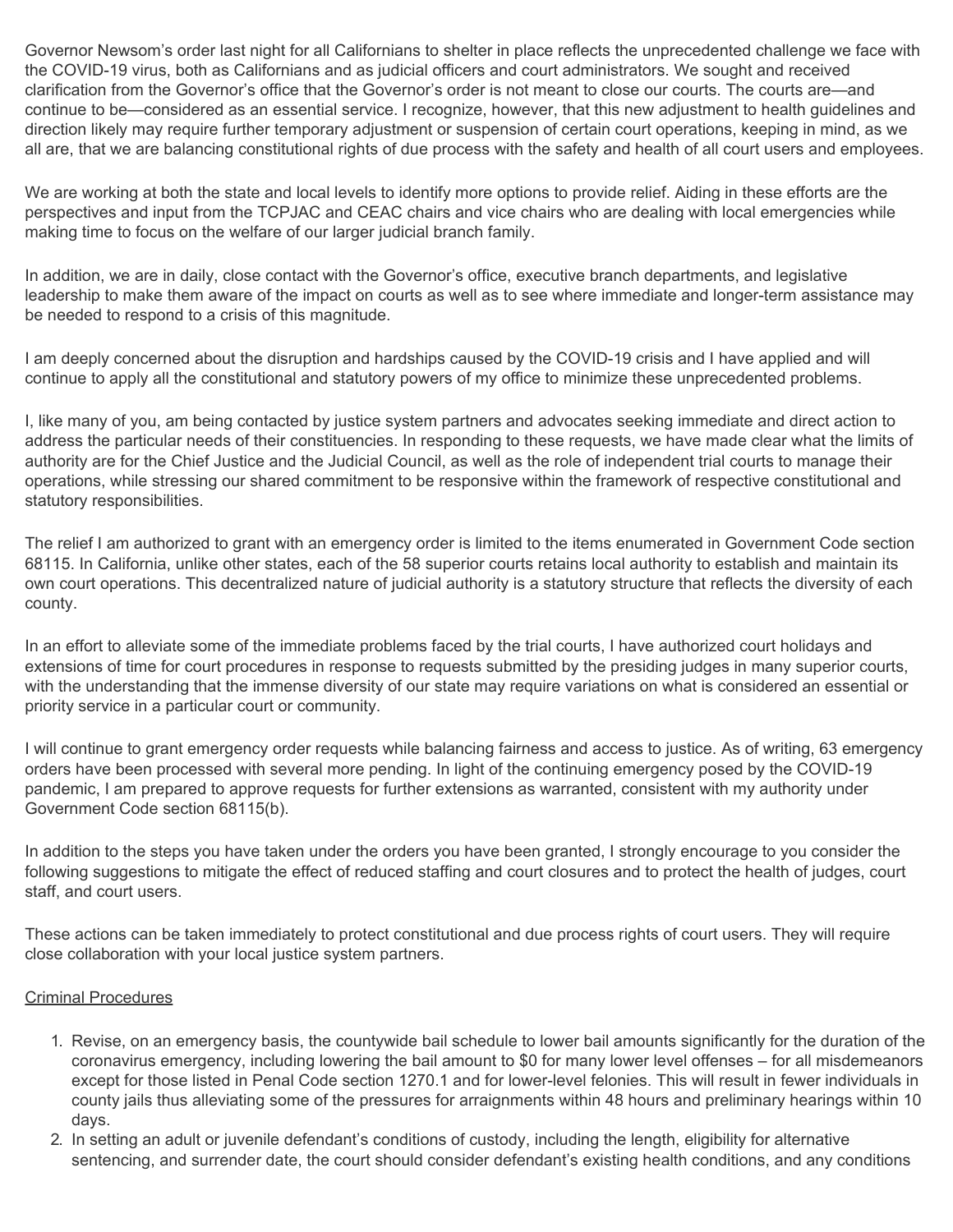Governor Newsom's order last night for all Californians to shelter in place reflects the unprecedented challenge we face with the COVID-19 virus, both as Californians and as judicial officers and court administrators. We sought and received clarification from the Governor's office that the Governor's order is not meant to close our courts. The courts are—and continue to be—considered as an essential service. I recognize, however, that this new adjustment to health guidelines and direction likely may require further temporary adjustment or suspension of certain court operations, keeping in mind, as we all are, that we are balancing constitutional rights of due process with the safety and health of all court users and employees.

We are working at both the state and local levels to identify more options to provide relief. Aiding in these efforts are the perspectives and input from the TCPJAC and CEAC chairs and vice chairs who are dealing with local emergencies while making time to focus on the welfare of our larger judicial branch family.

In addition, we are in daily, close contact with the Governor's office, executive branch departments, and legislative leadership to make them aware of the impact on courts as well as to see where immediate and longer-term assistance may be needed to respond to a crisis of this magnitude.

I am deeply concerned about the disruption and hardships caused by the COVID-19 crisis and I have applied and will continue to apply all the constitutional and statutory powers of my office to minimize these unprecedented problems.

I, like many of you, am being contacted by justice system partners and advocates seeking immediate and direct action to address the particular needs of their constituencies. In responding to these requests, we have made clear what the limits of authority are for the Chief Justice and the Judicial Council, as well as the role of independent trial courts to manage their operations, while stressing our shared commitment to be responsive within the framework of respective constitutional and statutory responsibilities.

The relief I am authorized to grant with an emergency order is limited to the items enumerated in Government Code section 68115. In California, unlike other states, each of the 58 superior courts retains local authority to establish and maintain its own court operations. This decentralized nature of judicial authority is a statutory structure that reflects the diversity of each county.

In an effort to alleviate some of the immediate problems faced by the trial courts, I have authorized court holidays and extensions of time for court procedures in response to requests submitted by the presiding judges in many superior courts, with the understanding that the immense diversity of our state may require variations on what is considered an essential or priority service in a particular court or community.

I will continue to grant emergency order requests while balancing fairness and access to justice. As of writing, 63 emergency orders have been processed with several more pending. In light of the continuing emergency posed by the COVID-19 pandemic, I am prepared to approve requests for further extensions as warranted, consistent with my authority under Government Code section 68115(b).

In addition to the steps you have taken under the orders you have been granted, I strongly encourage to you consider the following suggestions to mitigate the effect of reduced staffing and court closures and to protect the health of judges, court staff, and court users.

These actions can be taken immediately to protect constitutional and due process rights of court users. They will require close collaboration with your local justice system partners.

Criminal Procedures

1. Revise, on an emergency basis, the countywide bail schedule to lower bail amounts significantly for the duration of the coronavirus emergency, including lowering the bail amount to $0 for many lower level offenses – for all misdemeanors except for those listed in Penal Code section 1270.1 and for lower-level felonies. This will result in fewer individuals in county jails thus alleviating some of the pressures for arraignments within 48 hours and preliminary hearings within 10 days.
2. In setting an adult or juvenile defendant's conditions of custody, including the length, eligibility for alternative sentencing, and surrender date, the court should consider defendant's existing health conditions, and any conditions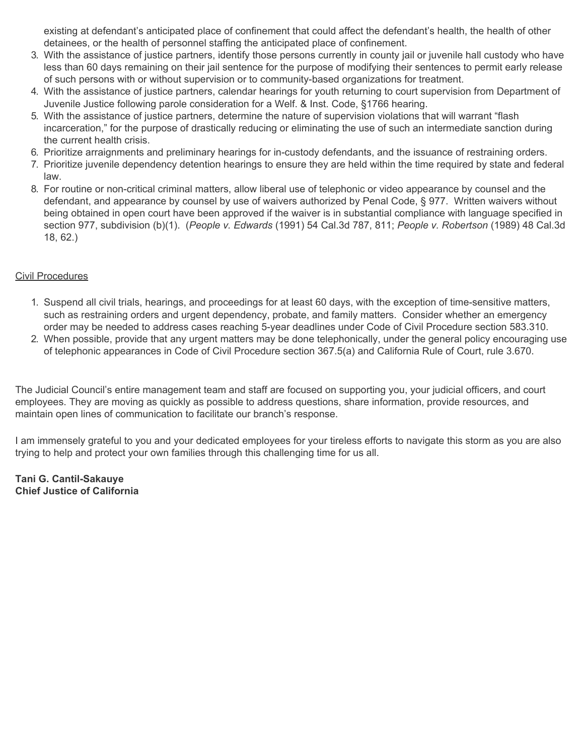existing at defendant's anticipated place of confinement that could affect the defendant's health, the health of other detainees, or the health of personnel staffing the anticipated place of confinement.

3. With the assistance of justice partners, identify those persons currently in county jail or juvenile hall custody who have less than 60 days remaining on their jail sentence for the purpose of modifying their sentences to permit early release of such persons with or without supervision or to community-based organizations for treatment.
4. With the assistance of justice partners, calendar hearings for youth returning to court supervision from Department of Juvenile Justice following parole consideration for a Welf. & Inst. Code, §1766 hearing.
5. With the assistance of justice partners, determine the nature of supervision violations that will warrant "flash incarceration," for the purpose of drastically reducing or eliminating the use of such an intermediate sanction during the current health crisis.
6. Prioritize arraignments and preliminary hearings for in-custody defendants, and the issuance of restraining orders.
7. Prioritize juvenile dependency detention hearings to ensure they are held within the time required by state and federal law.
8. For routine or non-critical criminal matters, allow liberal use of telephonic or video appearance by counsel and the defendant, and appearance by counsel by use of waivers authorized by Penal Code, § 977. Written waivers without being obtained in open court have been approved if the waiver is in substantial compliance with language specified in section 977, subdivision (b)(1). (*People v. Edwards* (1991) 54 Cal.3d 787, 811; *People v. Robertson* (1989) 48 Cal.3d 18, 62.)

<u>Civil Procedures</u>

1. Suspend all civil trials, hearings, and proceedings for at least 60 days, with the exception of time-sensitive matters, such as restraining orders and urgent dependency, probate, and family matters. Consider whether an emergency order may be needed to address cases reaching 5-year deadlines under Code of Civil Procedure section 583.310.
2. When possible, provide that any urgent matters may be done telephonically, under the general policy encouraging use of telephonic appearances in Code of Civil Procedure section 367.5(a) and California Rule of Court, rule 3.670.

The Judicial Council's entire management team and staff are focused on supporting you, your judicial officers, and court employees. They are moving as quickly as possible to address questions, share information, provide resources, and maintain open lines of communication to facilitate our branch's response.

I am immensely grateful to you and your dedicated employees for your tireless efforts to navigate this storm as you are also trying to help and protect your own families through this challenging time for us all.

**Tani G. Cantil-Sakauye**
**Chief Justice of California**